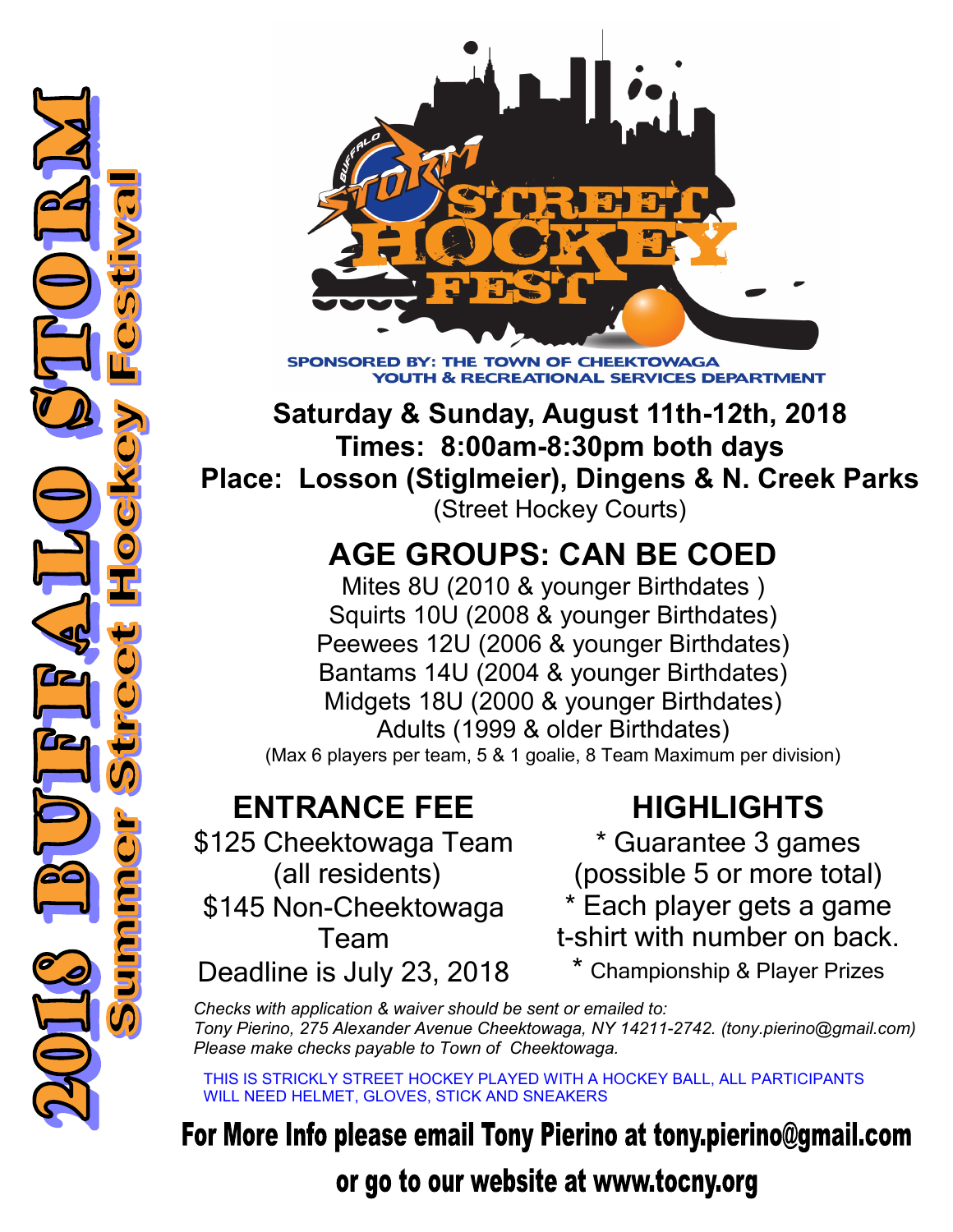# 2018 BUFFALO STORM

## Summer Street Hockey Festival

BUFFALO STORM STREET HOCKEY FEST

SPONSORED BY: THE TOWN OF CHEEKTOWAGA
YOUTH & RECREATIONAL SERVICES DEPARTMENT

**Saturday & Sunday, August 11th-12th, 2018**
**Times: 8:00am-8:30pm both days**
**Place: Losson (Stiglmeier), Dingens & N. Creek Parks**
(Street Hockey Courts)

## AGE GROUPS: CAN BE COED

Mites 8U (2010 & younger Birthdates )
Squirts 10U (2008 & younger Birthdates)
Peewees 12U (2006 & younger Birthdates)
Bantams 14U (2004 & younger Birthdates)
Midgets 18U (2000 & younger Birthdates)
Adults (1999 & older Birthdates)
(Max 6 players per team, 5 & 1 goalie, 8 Team Maximum per division)

## ENTRANCE FEE

$125 Cheektowaga Team (all residents)
$145 Non-Cheektowaga Team
Deadline is July 23, 2018

## HIGHLIGHTS

* Guarantee 3 games (possible 5 or more total)
* Each player gets a game t-shirt with number on back.
* Championship & Player Prizes

*Checks with application & waiver should be sent or emailed to:*
*Tony Pierino, 275 Alexander Avenue Cheektowaga, NY 14211-2742. (tony.pierino@gmail.com)*
*Please make checks payable to Town of Cheektowaga.*

THIS IS STRICKLY STREET HOCKEY PLAYED WITH A HOCKEY BALL, ALL PARTICIPANTS WILL NEED HELMET, GLOVES, STICK AND SNEAKERS

**For More Info please email Tony Pierino at tony.pierino@gmail.com or go to our website at www.tocny.org**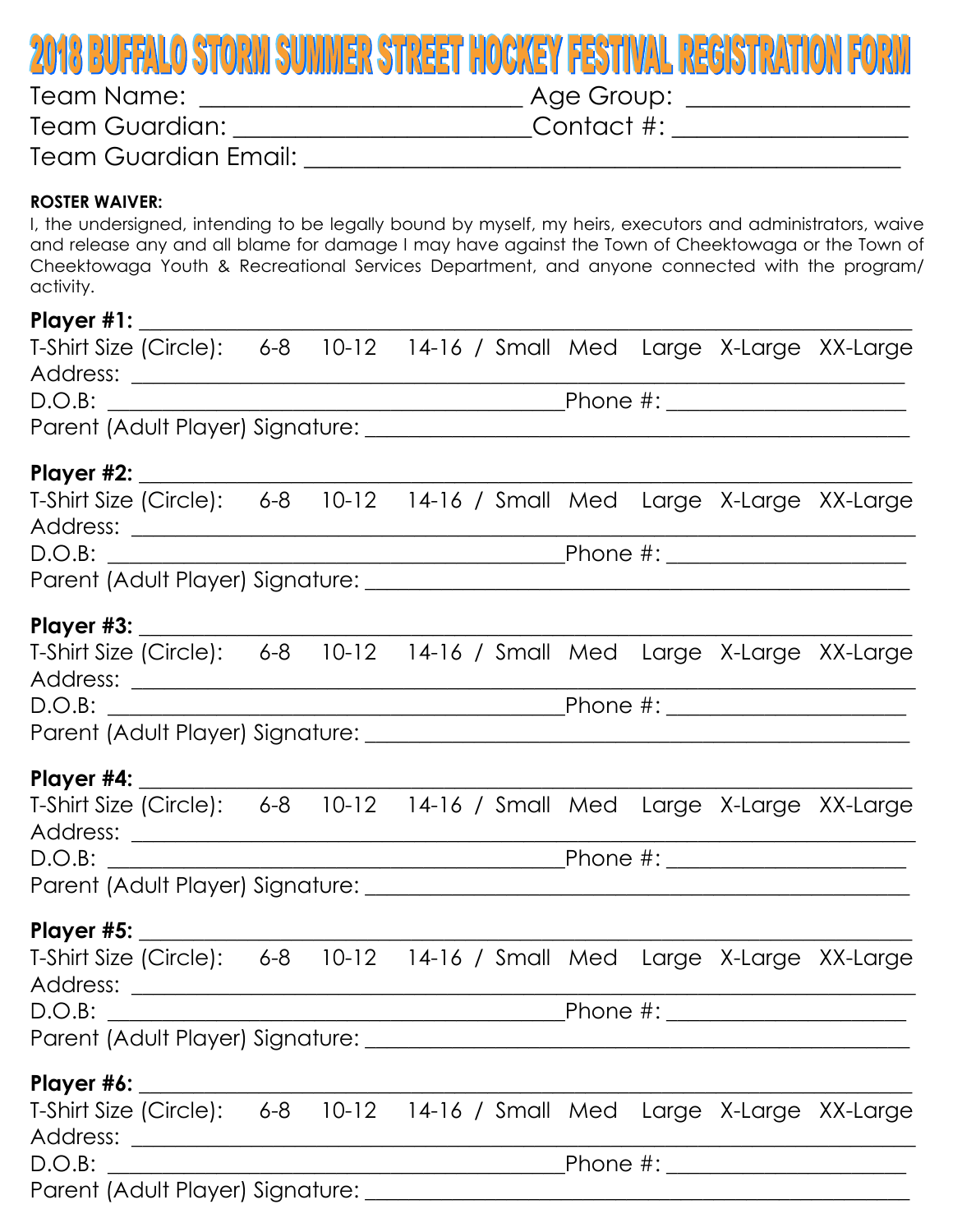# 2018 BUFFALO STORM SUMMER STREET HOCKEY FESTIVAL REGISTRATION FORM

Team Name: ___________________________ Age Group: ___________________

Team Guardian: _________________________Contact #: ____________________

Team Guardian Email: ______________________________________________________

**ROSTER WAIVER:**

I, the undersigned, intending to be legally bound by myself, my heirs, executors and administrators, waive and release any and all blame for damage I may have against the Town of Cheektowaga or the Town of Cheektowaga Youth & Recreational Services Department, and anyone connected with the program/ activity.

**Player #1:** ______________________________________________________________________

T-Shirt Size (Circle): 6-8 10-12 14-16 / Small Med Large X-Large XX-Large

Address: __________________________________________________________________

D.O.B: ______________________________________Phone #: ______________________

Parent (Adult Player) Signature: _____________________________________________________

**Player #2:** ______________________________________________________________________

T-Shirt Size (Circle): 6-8 10-12 14-16 / Small Med Large X-Large XX-Large

Address: __________________________________________________________________

D.O.B: ______________________________________Phone #: ______________________

Parent (Adult Player) Signature: _____________________________________________________

**Player #3:** ______________________________________________________________________

T-Shirt Size (Circle): 6-8 10-12 14-16 / Small Med Large X-Large XX-Large

Address: __________________________________________________________________

D.O.B: ______________________________________Phone #: ______________________

Parent (Adult Player) Signature: _____________________________________________________

**Player #4:** ______________________________________________________________________

T-Shirt Size (Circle): 6-8 10-12 14-16 / Small Med Large X-Large XX-Large

Address: __________________________________________________________________

D.O.B: ______________________________________Phone #: ______________________

Parent (Adult Player) Signature: _____________________________________________________

**Player #5:** ______________________________________________________________________

T-Shirt Size (Circle): 6-8 10-12 14-16 / Small Med Large X-Large XX-Large

Address: __________________________________________________________________

D.O.B: ______________________________________Phone #: ______________________

Parent (Adult Player) Signature: _____________________________________________________

**Player #6:** ______________________________________________________________________

T-Shirt Size (Circle): 6-8 10-12 14-16 / Small Med Large X-Large XX-Large

Address: __________________________________________________________________

D.O.B: ______________________________________Phone #: ______________________

Parent (Adult Player) Signature: _____________________________________________________